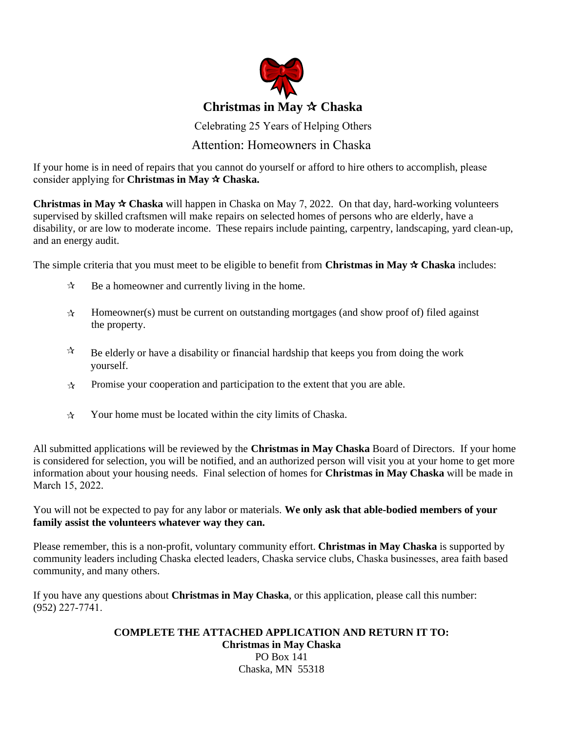# Christmas in May ✫ Chaska

Celebrating 25 Years of Helping Others

Attention: Homeowners in Chaska

If your home is in need of repairs that you cannot do yourself or afford to hire others to accomplish, please consider applying for **Christmas in May ✫ Chaska.**

**Christmas in May ✫ Chaska** will happen in Chaska on May 7, 2022. On that day, hard-working volunteers supervised by skilled craftsmen will make repairs on selected homes of persons who are elderly, have a disability, or are low to moderate income. These repairs include painting, carpentry, landscaping, yard clean-up, and an energy audit.

The simple criteria that you must meet to be eligible to benefit from **Christmas in May ✫ Chaska** includes:

- ✰ Be a homeowner and currently living in the home.
- ✰ Homeowner(s) must be current on outstanding mortgages (and show proof of) filed against the property.
- ✰ Be elderly or have a disability or financial hardship that keeps you from doing the work yourself.
- ✰ Promise your cooperation and participation to the extent that you are able.
- ✰ Your home must be located within the city limits of Chaska.

All submitted applications will be reviewed by the **Christmas in May Chaska** Board of Directors. If your home is considered for selection, you will be notified, and an authorized person will visit you at your home to get more information about your housing needs. Final selection of homes for **Christmas in May Chaska** will be made in March 15, 2022.

You will not be expected to pay for any labor or materials. **We only ask that able-bodied members of your family assist the volunteers whatever way they can.**

Please remember, this is a non-profit, voluntary community effort. **Christmas in May Chaska** is supported by community leaders including Chaska elected leaders, Chaska service clubs, Chaska businesses, area faith based community, and many others.

If you have any questions about **Christmas in May Chaska**, or this application, please call this number: (952) 227-7741.

**COMPLETE THE ATTACHED APPLICATION AND RETURN IT TO:**
**Christmas in May Chaska**
PO Box 141
Chaska, MN 55318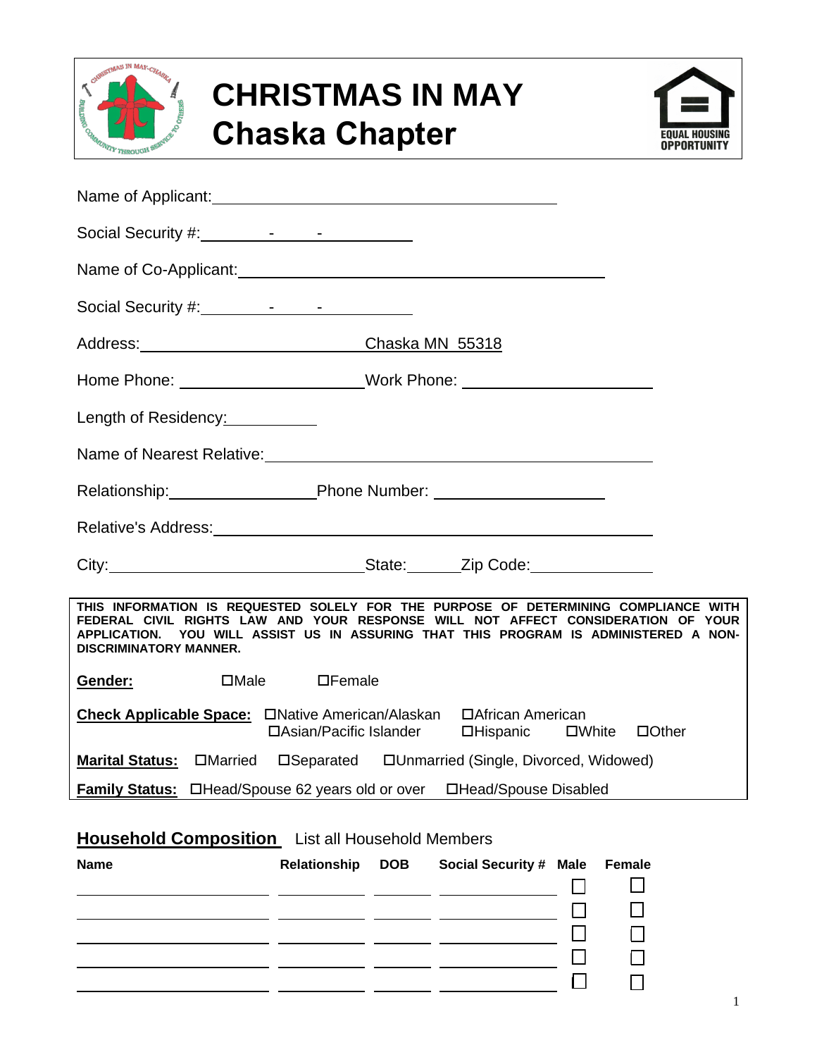# CHRISTMAS IN MAY
# Chaska Chapter

EQUAL HOUSING OPPORTUNITY

Name of Applicant: ______________________________

Social Security #: ______ - ____ - ________

Name of Co-Applicant: ______________________________

Social Security #: ______ - ____ - ________

Address: ______________________ Chaska MN 55318

Home Phone: ____________________ Work Phone: ____________________

Length of Residency: __________

Name of Nearest Relative: ______________________________

Relationship: ______________ Phone Number: ________________

Relative's Address: ______________________________

City: ______________________ State: _____ Zip Code: ____________

**THIS INFORMATION IS REQUESTED SOLELY FOR THE PURPOSE OF DETERMINING COMPLIANCE WITH FEDERAL CIVIL RIGHTS LAW AND YOUR RESPONSE WILL NOT AFFECT CONSIDERATION OF YOUR APPLICATION. YOU WILL ASSIST US IN ASSURING THAT THIS PROGRAM IS ADMINISTERED A NON-DISCRIMINATORY MANNER.**

**Gender:** ☐Male ☐Female

**Check Applicable Space:** ☐Native American/Alaskan ☐African American ☐Asian/Pacific Islander ☐Hispanic ☐White ☐Other

**Marital Status:** ☐Married ☐Separated ☐Unmarried (Single, Divorced, Widowed)

**Family Status:** ☐Head/Spouse 62 years old or over ☐Head/Spouse Disabled

## Household Composition

List all Household Members

| Name | Relationship | DOB | Social Security # | Male | Female |
|---|---|---|---|---|---|
| | | | | ☐ | ☐ |
| | | | | ☐ | ☐ |
| | | | | ☐ | ☐ |
| | | | | ☐ | ☐ |
| | | | | ☐ | ☐ |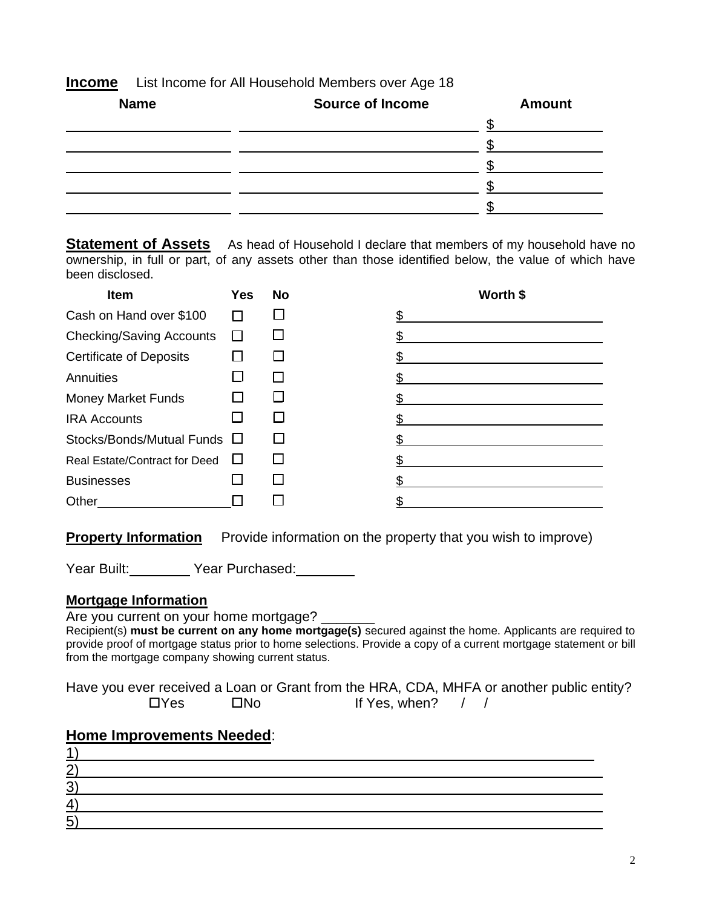**Income** List Income for All Household Members over Age 18

| Name | Source of Income | Amount |
|---|---|---|
| | | $ |
| | | $ |
| | | $ |
| | | $ |
| | | $ |

**Statement of Assets** As head of Household I declare that members of my household have no ownership, in full or part, of any assets other than those identified below, the value of which have been disclosed.

| Item | Yes | No | Worth $ |
|---|---|---|---|
| Cash on Hand over $100 | ☐ | ☐ | $ |
| Checking/Saving Accounts | ☐ | ☐ | $ |
| Certificate of Deposits | ☐ | ☐ | $ |
| Annuities | ☐ | ☐ | $ |
| Money Market Funds | ☐ | ☐ | $ |
| IRA Accounts | ☐ | ☐ | $ |
| Stocks/Bonds/Mutual Funds | ☐ | ☐ | $ |
| Real Estate/Contract for Deed | ☐ | ☐ | $ |
| Businesses | ☐ | ☐ | $ |
| Other__________ | ☐ | ☐ | $ |

**Property Information** Provide information on the property that you wish to improve)

Year Built:________ Year Purchased:________

**Mortgage Information**

Are you current on your home mortgage? _______

Recipient(s) **must be current on any home mortgage(s)** secured against the home. Applicants are required to provide proof of mortgage status prior to home selections. Provide a copy of a current mortgage statement or bill from the mortgage company showing current status.

Have you ever received a Loan or Grant from the HRA, CDA, MHFA or another public entity?

☐Yes ☐No If Yes, when? / /

**Home Improvements Needed**:

1) ____________________
2) ____________________
3) ____________________
4) ____________________
5) ____________________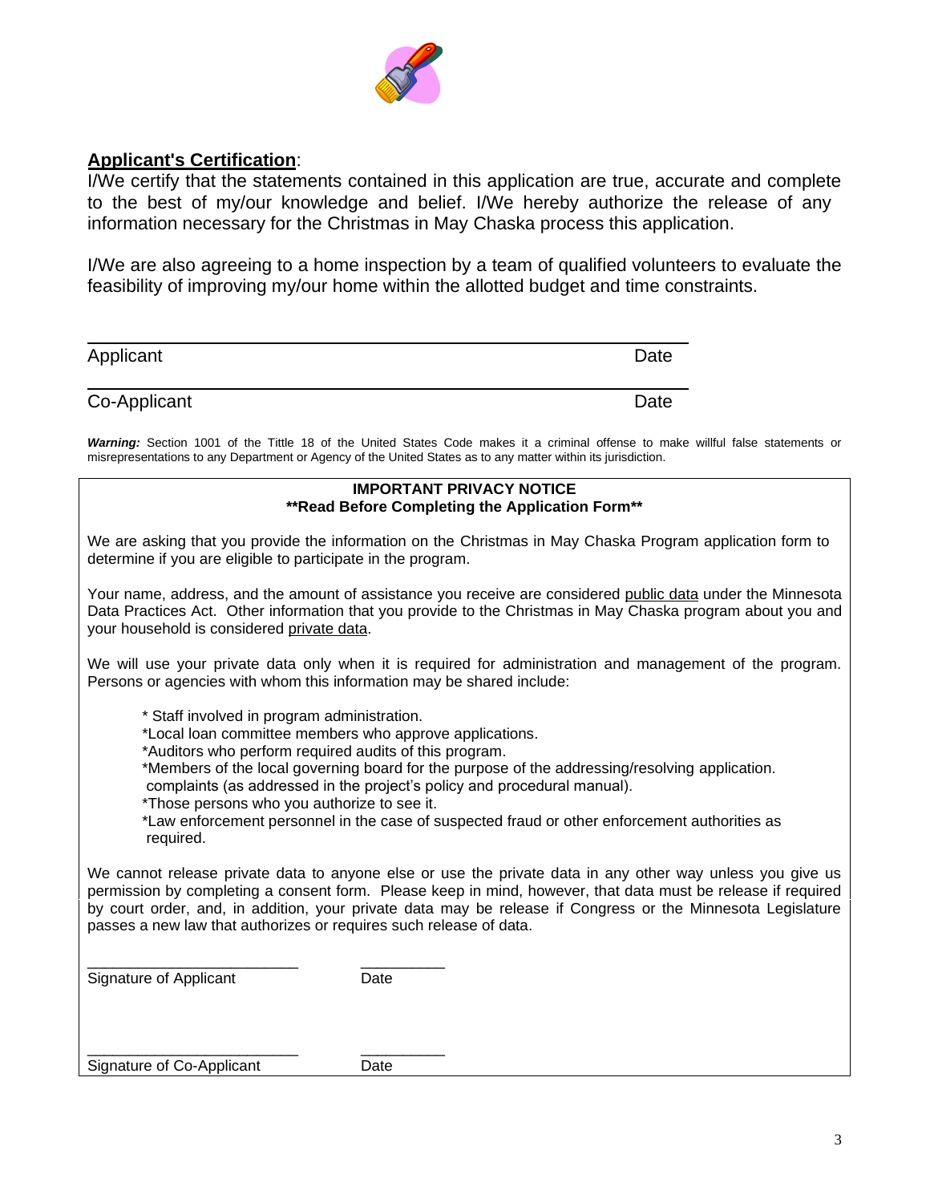**Applicant's Certification**:

I/We certify that the statements contained in this application are true, accurate and complete to the best of my/our knowledge and belief. I/We hereby authorize the release of any information necessary for the Christmas in May Chaska process this application.

I/We are also agreeing to a home inspection by a team of qualified volunteers to evaluate the feasibility of improving my/our home within the allotted budget and time constraints.

______________________________________________
Applicant Date

______________________________________________
Co-Applicant Date

***Warning:*** Section 1001 of the Tittle 18 of the United States Code makes it a criminal offense to make willful false statements or misrepresentations to any Department or Agency of the United States as to any matter within its jurisdiction.

**IMPORTANT PRIVACY NOTICE**
**\*\*Read Before Completing the Application Form\*\***

We are asking that you provide the information on the Christmas in May Chaska Program application form to determine if you are eligible to participate in the program.

Your name, address, and the amount of assistance you receive are considered public data under the Minnesota Data Practices Act. Other information that you provide to the Christmas in May Chaska program about you and your household is considered private data.

We will use your private data only when it is required for administration and management of the program. Persons or agencies with whom this information may be shared include:

* Staff involved in program administration.
* Local loan committee members who approve applications.
* Auditors who perform required audits of this program.
* Members of the local governing board for the purpose of the addressing/resolving application. complaints (as addressed in the project's policy and procedural manual).
* Those persons who you authorize to see it.
* Law enforcement personnel in the case of suspected fraud or other enforcement authorities as required.

We cannot release private data to anyone else or use the private data in any other way unless you give us permission by completing a consent form. Please keep in mind, however, that data must be release if required by court order, and, in addition, your private data may be release if Congress or the Minnesota Legislature passes a new law that authorizes or requires such release of data.

_________________________ __________
Signature of Applicant Date

_________________________ __________
Signature of Co-Applicant Date